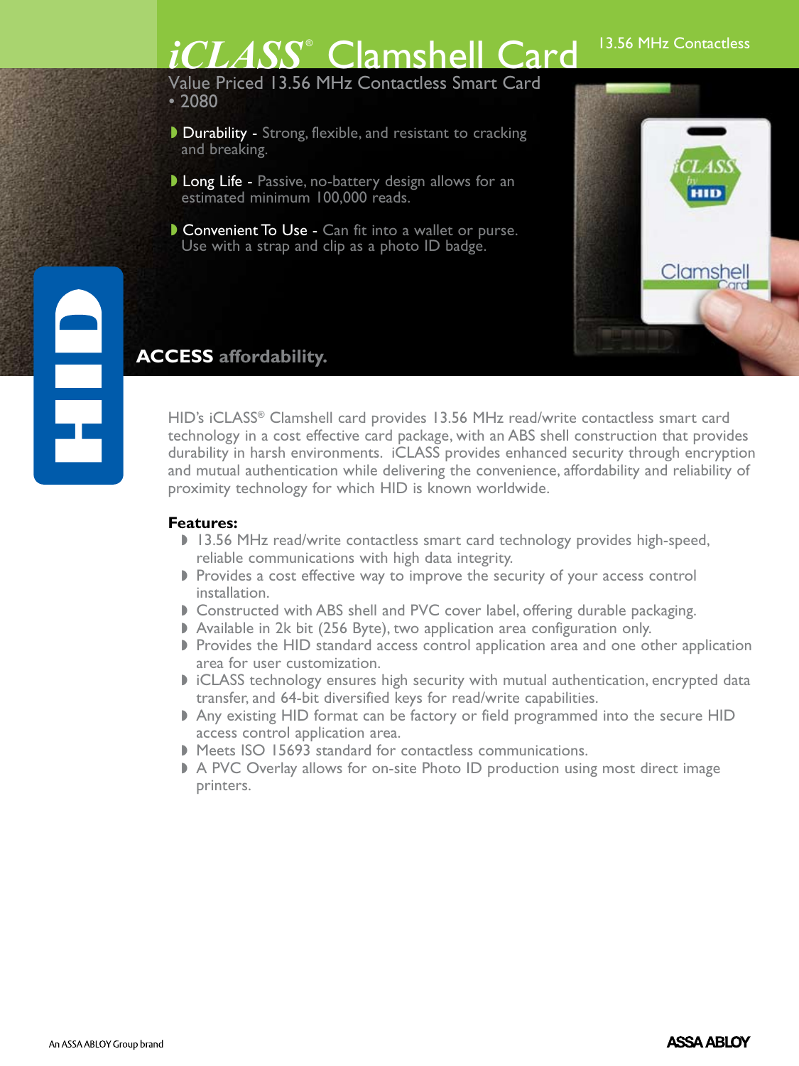# iCLASS® Clamshell Card

13.56 MHz Contactless

Value Priced 13.56 MHz Contactless Smart Card • 2080

- **Durability** - Strong, flexible, and resistant to cracking and breaking.
- **Long Life** - Passive, no-battery design allows for an estimated minimum 100,000 reads.
- **Convenient To Use** - Can fit into a wallet or purse. Use with a strap and clip as a photo ID badge.

**ACCESS affordability.**

HID's iCLASS® Clamshell card provides 13.56 MHz read/write contactless smart card technology in a cost effective card package, with an ABS shell construction that provides durability in harsh environments. iCLASS provides enhanced security through encryption and mutual authentication while delivering the convenience, affordability and reliability of proximity technology for which HID is known worldwide.

**Features:**

- 13.56 MHz read/write contactless smart card technology provides high-speed, reliable communications with high data integrity.
- Provides a cost effective way to improve the security of your access control installation.
- Constructed with ABS shell and PVC cover label, offering durable packaging.
- Available in 2k bit (256 Byte), two application area configuration only.
- Provides the HID standard access control application area and one other application area for user customization.
- iCLASS technology ensures high security with mutual authentication, encrypted data transfer, and 64-bit diversified keys for read/write capabilities.
- Any existing HID format can be factory or field programmed into the secure HID access control application area.
- Meets ISO 15693 standard for contactless communications.
- A PVC Overlay allows for on-site Photo ID production using most direct image printers.

An ASSA ABLOY Group brand

ASSA ABLOY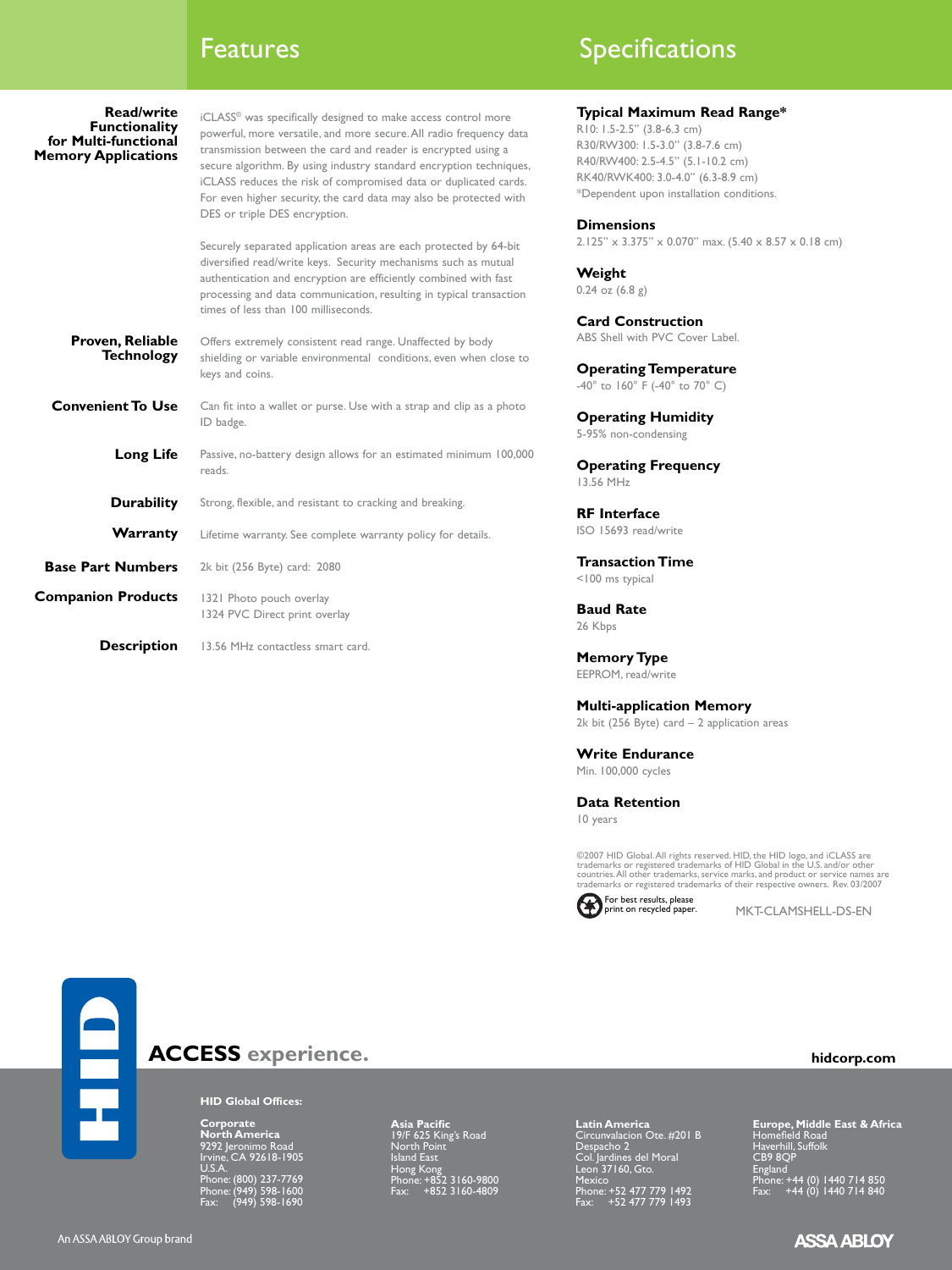## Features

**Read/write Functionality for Multi-functional Memory Applications**

iCLASS® was specifically designed to make access control more powerful, more versatile, and more secure. All radio frequency data transmission between the card and reader is encrypted using a secure algorithm. By using industry standard encryption techniques, iCLASS reduces the risk of compromised data or duplicated cards. For even higher security, the card data may also be protected with DES or triple DES encryption.

Securely separated application areas are each protected by 64-bit diversified read/write keys. Security mechanisms such as mutual authentication and encryption are efficiently combined with fast processing and data communication, resulting in typical transaction times of less than 100 milliseconds.

**Proven, Reliable Technology**

Offers extremely consistent read range. Unaffected by body shielding or variable environmental conditions, even when close to keys and coins.

**Convenient To Use**

Can fit into a wallet or purse. Use with a strap and clip as a photo ID badge.

**Long Life**

Passive, no-battery design allows for an estimated minimum 100,000 reads.

**Durability**

Strong, flexible, and resistant to cracking and breaking.

**Warranty**

Lifetime warranty. See complete warranty policy for details.

**Base Part Numbers**

2k bit (256 Byte) card: 2080

**Companion Products**

1321 Photo pouch overlay
1324 PVC Direct print overlay

**Description**

13.56 MHz contactless smart card.

## Specifications

**Typical Maximum Read Range***

R10: 1.5-2.5" (3.8-6.3 cm)
R30/RW300: 1.5-3.0" (3.8-7.6 cm)
R40/RW400: 2.5-4.5" (5.1-10.2 cm)
RK40/RWK400: 3.0-4.0" (6.3-8.9 cm)
*Dependent upon installation conditions.

**Dimensions**

2.125" x 3.375" x 0.070" max. (5.40 x 8.57 x 0.18 cm)

**Weight**

0.24 oz (6.8 g)

**Card Construction**

ABS Shell with PVC Cover Label.

**Operating Temperature**

-40° to 160° F (-40° to 70° C)

**Operating Humidity**

5-95% non-condensing

**Operating Frequency**

13.56 MHz

**RF Interface**

ISO 15693 read/write

**Transaction Time**

<100 ms typical

**Baud Rate**

26 Kbps

**Memory Type**

EEPROM, read/write

**Multi-application Memory**

2k bit (256 Byte) card – 2 application areas

**Write Endurance**

Min. 100,000 cycles

**Data Retention**

10 years

©2007 HID Global. All rights reserved. HID, the HID logo, and iCLASS are trademarks or registered trademarks of HID Global in the U.S. and/or other countries. All other trademarks, service marks, and product or service names are trademarks or registered trademarks of their respective owners. Rev. 03/2007

For best results, please print on recycled paper.

MKT-CLAMSHELL-DS-EN

**ACCESS experience.**

hidcorp.com

**HID Global Offices:**

**Corporate North America**
9292 Jeronimo Road
Irvine, CA 92618-1905
U.S.A.
Phone: (800) 237-7769
Phone: (949) 598-1600
Fax: (949) 598-1690

**Asia Pacific**
19/F 625 King's Road
North Point
Island East
Hong Kong
Phone: +852 3160-9800
Fax: +852 3160-4809

**Latin America**
Circunvalacion Ote. #201 B
Despacho 2
Col. Jardines del Moral
Leon 37160, Gto.
Mexico
Phone: +52 477 779 1492
Fax: +52 477 779 1493

**Europe, Middle East & Africa**
Homefield Road
Haverhill, Suffolk
CB9 8QP
England
Phone: +44 (0) 1440 714 850
Fax: +44 (0) 1440 714 840

An ASSA ABLOY Group brand

ASSA ABLOY